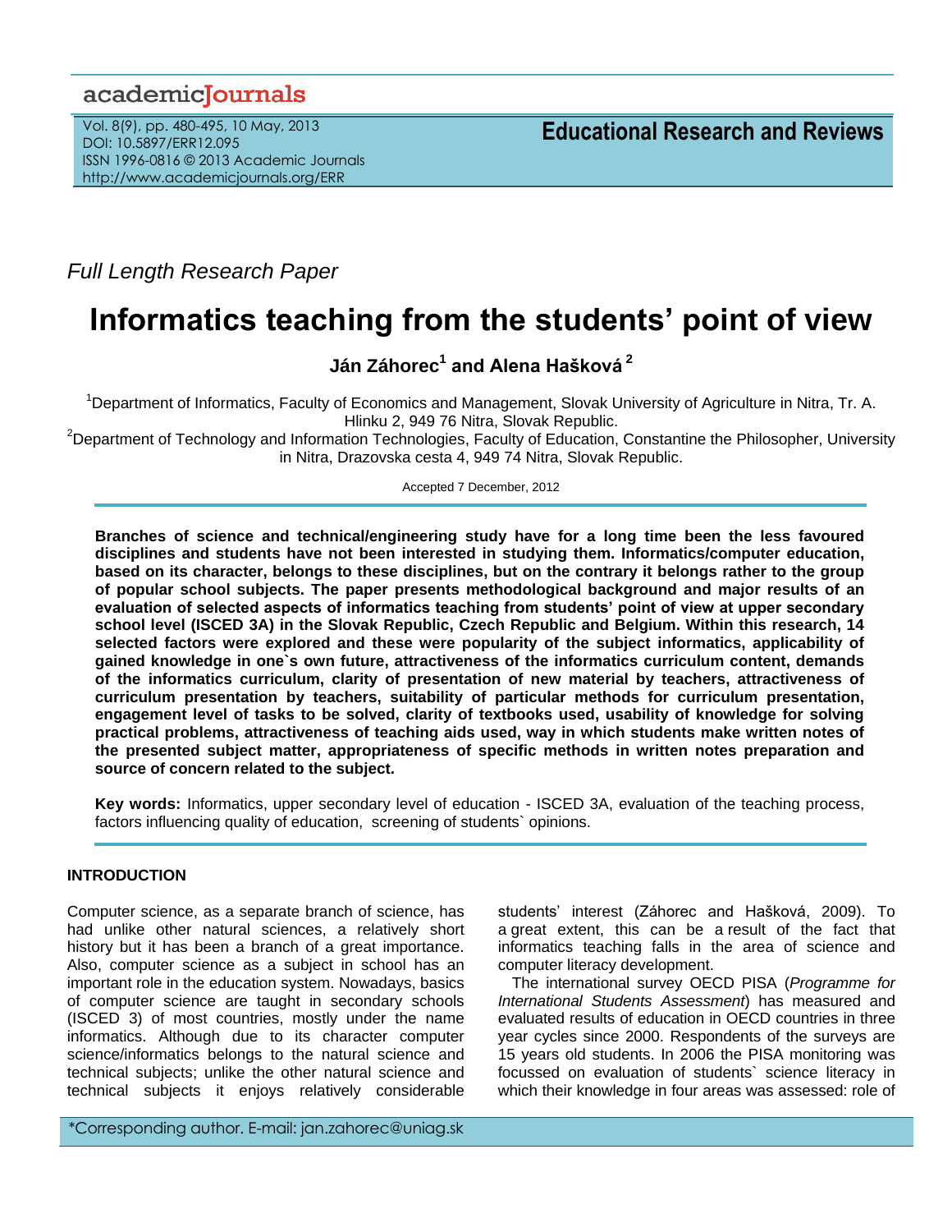*Full Length Research Paper*

# Informatics teaching from the students' point of view

**Ján Záhorec[1] and Alena Hašková [2]**

[1]Department of Informatics, Faculty of Economics and Management, Slovak University of Agriculture in Nitra, Tr. A. Hlinku 2, 949 76 Nitra, Slovak Republic.

[2]Department of Technology and Information Technologies, Faculty of Education, Constantine the Philosopher, University in Nitra, Drazovska cesta 4, 949 74 Nitra, Slovak Republic.

Accepted 7 December, 2012

**Branches of science and technical/engineering study have for a long time been the less favoured disciplines and students have not been interested in studying them. Informatics/computer education, based on its character, belongs to these disciplines, but on the contrary it belongs rather to the group of popular school subjects. The paper presents methodological background and major results of an evaluation of selected aspects of informatics teaching from students' point of view at upper secondary school level (ISCED 3A) in the Slovak Republic, Czech Republic and Belgium. Within this research, 14 selected factors were explored and these were popularity of the subject informatics, applicability of gained knowledge in one`s own future, attractiveness of the informatics curriculum content, demands of the informatics curriculum, clarity of presentation of new material by teachers, attractiveness of curriculum presentation by teachers, suitability of particular methods for curriculum presentation, engagement level of tasks to be solved, clarity of textbooks used, usability of knowledge for solving practical problems, attractiveness of teaching aids used, way in which students make written notes of the presented subject matter, appropriateness of specific methods in written notes preparation and source of concern related to the subject.**

**Key words:** Informatics, upper secondary level of education - ISCED 3A, evaluation of the teaching process, factors influencing quality of education, screening of students` opinions.

## INTRODUCTION

Computer science, as a separate branch of science, has had unlike other natural sciences, a relatively short history but it has been a branch of a great importance. Also, computer science as a subject in school has an important role in the education system. Nowadays, basics of computer science are taught in secondary schools (ISCED 3) of most countries, mostly under the name informatics. Although due to its character computer science/informatics belongs to the natural science and technical subjects; unlike the other natural science and technical subjects it enjoys relatively considerable students' interest (Záhorec and Hašková, 2009). To a great extent, this can be a result of the fact that informatics teaching falls in the area of science and computer literacy development.

The international survey OECD PISA (*Programme for International Students Assessment*) has measured and evaluated results of education in OECD countries in three year cycles since 2000. Respondents of the surveys are 15 years old students. In 2006 the PISA monitoring was focussed on evaluation of students` science literacy in which their knowledge in four areas was assessed: role of

*Corresponding author. E-mail: jan.zahorec@uniag.sk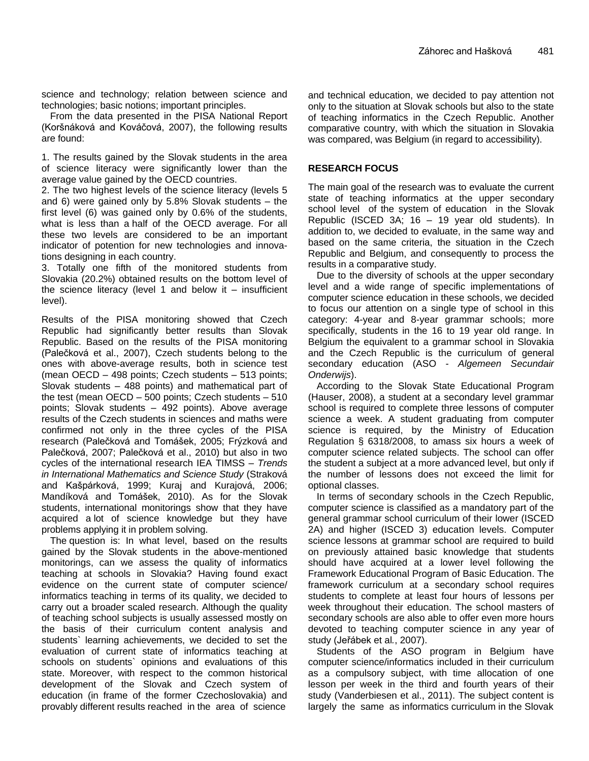science and technology; relation between science and technologies; basic notions; important principles.

From the data presented in the PISA National Report (Koršňáková and Kováčová, 2007), the following results are found:

1. The results gained by the Slovak students in the area of science literacy were significantly lower than the average value gained by the OECD countries.
2. The two highest levels of the science literacy (levels 5 and 6) were gained only by 5.8% Slovak students – the first level (6) was gained only by 0.6% of the students, what is less than a half of the OECD average. For all these two levels are considered to be an important indicator of potention for new technologies and innovations designing in each country.
3. Totally one fifth of the monitored students from Slovakia (20.2%) obtained results on the bottom level of the science literacy (level 1 and below it – insufficient level).

Results of the PISA monitoring showed that Czech Republic had significantly better results than Slovak Republic. Based on the results of the PISA monitoring (Palečková et al., 2007), Czech students belong to the ones with above-average results, both in science test (mean OECD – 498 points; Czech students – 513 points; Slovak students – 488 points) and mathematical part of the test (mean OECD – 500 points; Czech students – 510 points; Slovak students – 492 points). Above average results of the Czech students in sciences and maths were confirmed not only in the three cycles of the PISA research (Palečková and Tomášek, 2005; Frýzková and Palečková, 2007; Palečková et al., 2010) but also in two cycles of the international research IEA TIMSS – *Trends in International Mathematics and Science Study* (Straková and Kašpárková, 1999; Kuraj and Kurajová, 2006; Mandíková and Tomášek, 2010). As for the Slovak students, international monitorings show that they have acquired a lot of science knowledge but they have problems applying it in problem solving.

The question is: In what level, based on the results gained by the Slovak students in the above-mentioned monitorings, can we assess the quality of informatics teaching at schools in Slovakia? Having found exact evidence on the current state of computer science/ informatics teaching in terms of its quality, we decided to carry out a broader scaled research. Although the quality of teaching school subjects is usually assessed mostly on the basis of their curriculum content analysis and students` learning achievements, we decided to set the evaluation of current state of informatics teaching at schools on students` opinions and evaluations of this state. Moreover, with respect to the common historical development of the Slovak and Czech system of education (in frame of the former Czechoslovakia) and provably different results reached in the area of science and technical education, we decided to pay attention not only to the situation at Slovak schools but also to the state of teaching informatics in the Czech Republic. Another comparative country, with which the situation in Slovakia was compared, was Belgium (in regard to accessibility).

## RESEARCH FOCUS

The main goal of the research was to evaluate the current state of teaching informatics at the upper secondary school level of the system of education in the Slovak Republic (ISCED 3A; 16 – 19 year old students). In addition to, we decided to evaluate, in the same way and based on the same criteria, the situation in the Czech Republic and Belgium, and consequently to process the results in a comparative study.

Due to the diversity of schools at the upper secondary level and a wide range of specific implementations of computer science education in these schools, we decided to focus our attention on a single type of school in this category: 4-year and 8-year grammar schools; more specifically, students in the 16 to 19 year old range. In Belgium the equivalent to a grammar school in Slovakia and the Czech Republic is the curriculum of general secondary education (ASO - *Algemeen Secundair Onderwijs*).

According to the Slovak State Educational Program (Hauser, 2008), a student at a secondary level grammar school is required to complete three lessons of computer science a week. A student graduating from computer science is required, by the Ministry of Education Regulation § 6318/2008, to amass six hours a week of computer science related subjects. The school can offer the student a subject at a more advanced level, but only if the number of lessons does not exceed the limit for optional classes.

In terms of secondary schools in the Czech Republic, computer science is classified as a mandatory part of the general grammar school curriculum of their lower (ISCED 2A) and higher (ISCED 3) education levels. Computer science lessons at grammar school are required to build on previously attained basic knowledge that students should have acquired at a lower level following the Framework Educational Program of Basic Education. The framework curriculum at a secondary school requires students to complete at least four hours of lessons per week throughout their education. The school masters of secondary schools are also able to offer even more hours devoted to teaching computer science in any year of study (Jeřábek et al., 2007).

Students of the ASO program in Belgium have computer science/informatics included in their curriculum as a compulsory subject, with time allocation of one lesson per week in the third and fourth years of their study (Vanderbiesen et al., 2011). The subject content is largely the same as informatics curriculum in the Slovak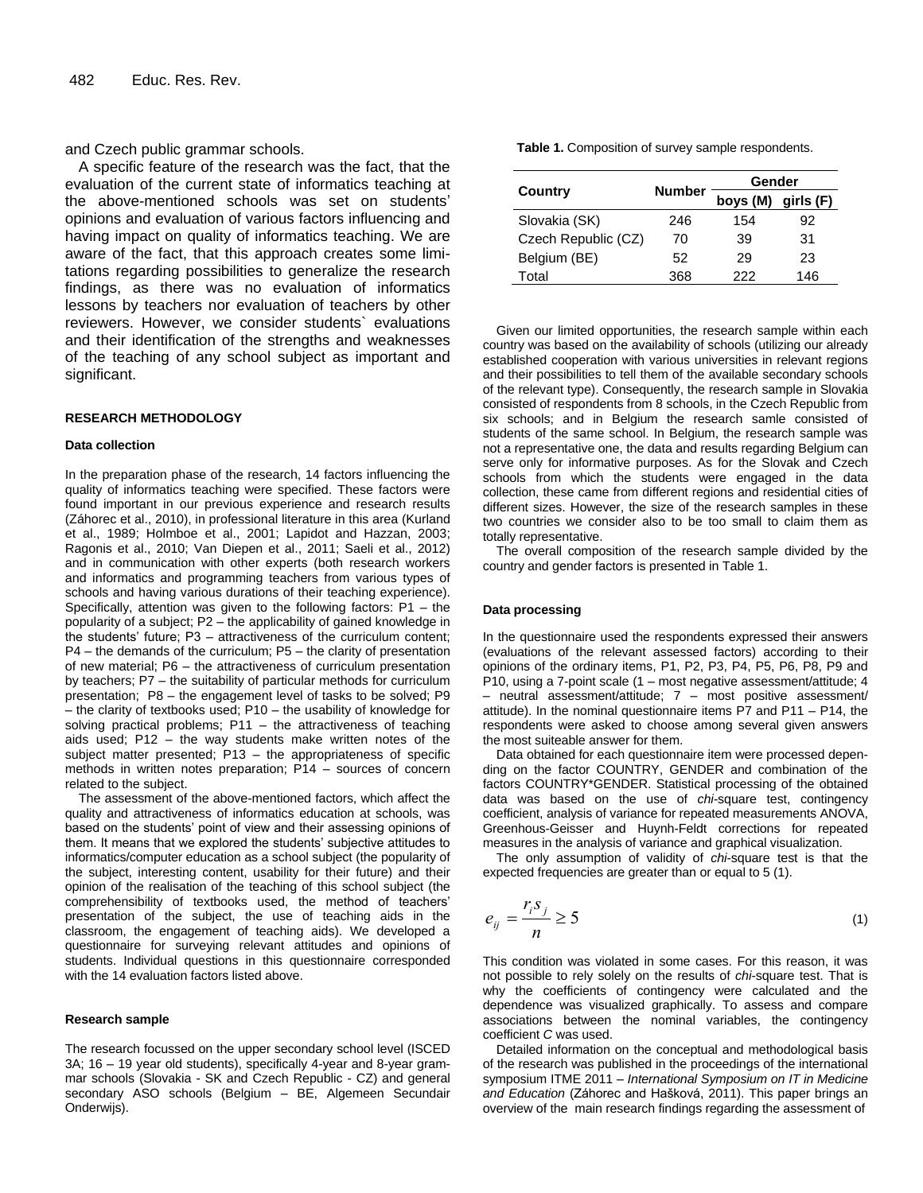and Czech public grammar schools.

A specific feature of the research was the fact, that the evaluation of the current state of informatics teaching at the above-mentioned schools was set on students' opinions and evaluation of various factors influencing and having impact on quality of informatics teaching. We are aware of the fact, that this approach creates some limitations regarding possibilities to generalize the research findings, as there was no evaluation of informatics lessons by teachers nor evaluation of teachers by other reviewers. However, we consider students` evaluations and their identification of the strengths and weaknesses of the teaching of any school subject as important and significant.

## RESEARCH METHODOLOGY

### Data collection

In the preparation phase of the research, 14 factors influencing the quality of informatics teaching were specified. These factors were found important in our previous experience and research results (Záhorec et al., 2010), in professional literature in this area (Kurland et al., 1989; Holmboe et al., 2001; Lapidot and Hazzan, 2003; Ragonis et al., 2010; Van Diepen et al., 2011; Saeli et al., 2012) and in communication with other experts (both research workers and informatics and programming teachers from various types of schools and having various durations of their teaching experience). Specifically, attention was given to the following factors: P1 – the popularity of a subject; P2 – the applicability of gained knowledge in the students' future; P3 – attractiveness of the curriculum content; P4 – the demands of the curriculum; P5 – the clarity of presentation of new material; P6 – the attractiveness of curriculum presentation by teachers; P7 – the suitability of particular methods for curriculum presentation; P8 – the engagement level of tasks to be solved; P9 – the clarity of textbooks used; P10 – the usability of knowledge for solving practical problems; P11 – the attractiveness of teaching aids used; P12 – the way students make written notes of the subject matter presented; P13 – the appropriateness of specific methods in written notes preparation; P14 – sources of concern related to the subject.

The assessment of the above-mentioned factors, which affect the quality and attractiveness of informatics education at schools, was based on the students' point of view and their assessing opinions of them. It means that we explored the students' subjective attitudes to informatics/computer education as a school subject (the popularity of the subject, interesting content, usability for their future) and their opinion of the realisation of the teaching of this school subject (the comprehensibility of textbooks used, the method of teachers' presentation of the subject, the use of teaching aids in the classroom, the engagement of teaching aids). We developed a questionnaire for surveying relevant attitudes and opinions of students. Individual questions in this questionnaire corresponded with the 14 evaluation factors listed above.

### Research sample

The research focussed on the upper secondary school level (ISCED 3A; 16 – 19 year old students), specifically 4-year and 8-year grammar schools (Slovakia - SK and Czech Republic - CZ) and general secondary ASO schools (Belgium – BE, Algemeen Secundair Onderwijs).

**Table 1.** Composition of survey sample respondents.

| Country | Number | Gender | |
|---|---|---|---|
| | | boys (M) | girls (F) |
| Slovakia (SK) | 246 | 154 | 92 |
| Czech Republic (CZ) | 70 | 39 | 31 |
| Belgium (BE) | 52 | 29 | 23 |
| Total | 368 | 222 | 146 |

Given our limited opportunities, the research sample within each country was based on the availability of schools (utilizing our already established cooperation with various universities in relevant regions and their possibilities to tell them of the available secondary schools of the relevant type). Consequently, the research sample in Slovakia consisted of respondents from 8 schools, in the Czech Republic from six schools; and in Belgium the research samle consisted of students of the same school. In Belgium, the research sample was not a representative one, the data and results regarding Belgium can serve only for informative purposes. As for the Slovak and Czech schools from which the students were engaged in the data collection, these came from different regions and residential cities of different sizes. However, the size of the research samples in these two countries we consider also to be too small to claim them as totally representative.

The overall composition of the research sample divided by the country and gender factors is presented in Table 1.

### Data processing

In the questionnaire used the respondents expressed their answers (evaluations of the relevant assessed factors) according to their opinions of the ordinary items, P1, P2, P3, P4, P5, P6, P8, P9 and P10, using a 7-point scale (1 – most negative assessment/attitude; 4 – neutral assessment/attitude; 7 – most positive assessment/ attitude). In the nominal questionnaire items P7 and P11 – P14, the respondents were asked to choose among several given answers the most suiteable answer for them.

Data obtained for each questionnaire item were processed depending on the factor COUNTRY, GENDER and combination of the factors COUNTRY*GENDER. Statistical processing of the obtained data was based on the use of *chi*-square test, contingency coefficient, analysis of variance for repeated measurements ANOVA, Greenhous-Geisser and Huynh-Feldt corrections for repeated measures in the analysis of variance and graphical visualization.

The only assumption of validity of *chi*-square test is that the expected frequencies are greater than or equal to 5 (1).

$$e_{ij} = \frac{r_i s_j}{n} \geq 5 \tag{1}$$

This condition was violated in some cases. For this reason, it was not possible to rely solely on the results of *chi*-square test. That is why the coefficients of contingency were calculated and the dependence was visualized graphically. To assess and compare associations between the nominal variables, the contingency coefficient *C* was used.

Detailed information on the conceptual and methodological basis of the research was published in the proceedings of the international symposium ITME 2011 – *International Symposium on IT in Medicine and Education* (Záhorec and Hašková, 2011). This paper brings an overview of the main research findings regarding the assessment of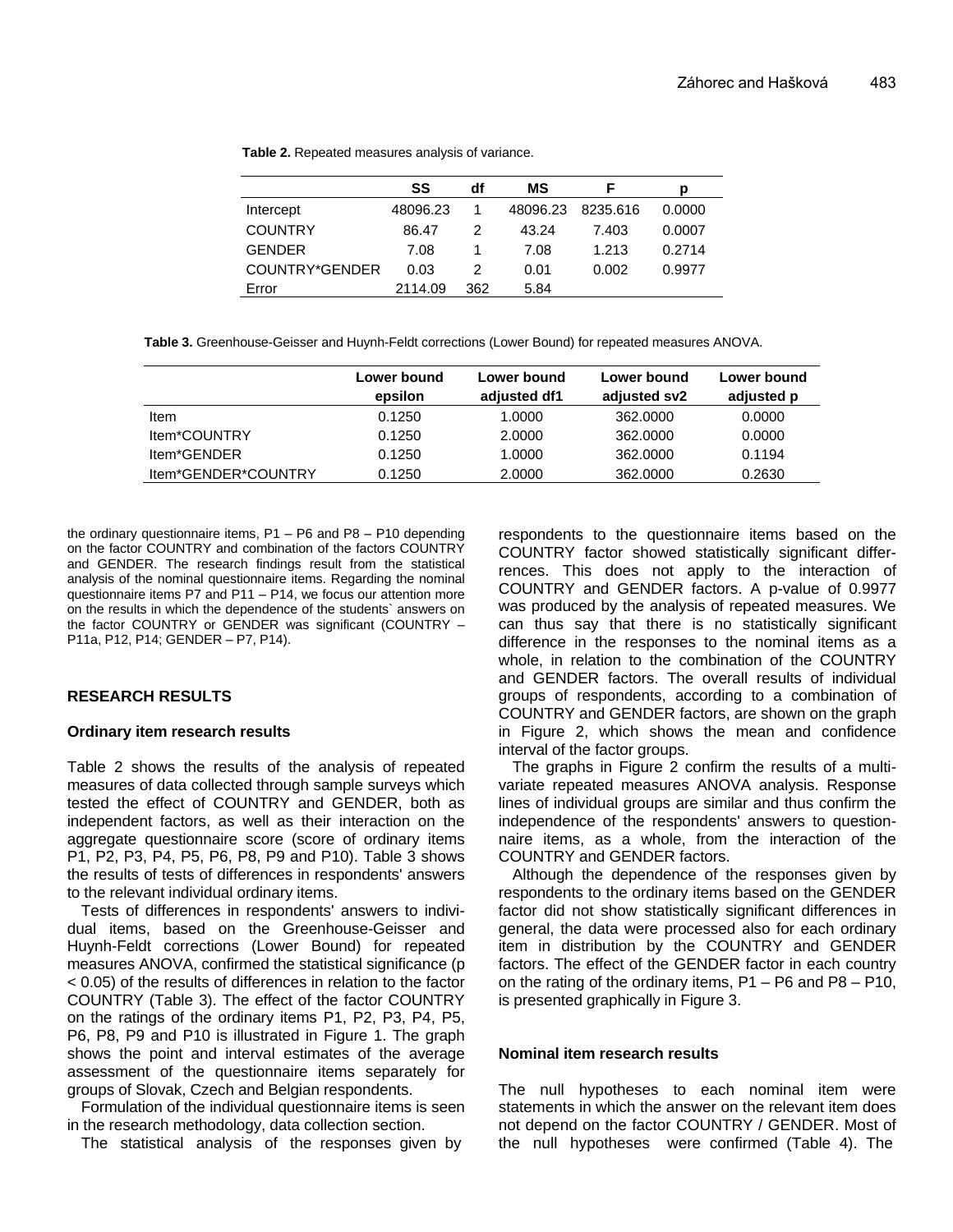**Table 2.** Repeated measures analysis of variance.

| | SS | df | MS | F | p |
|---|---|---|---|---|---|
| Intercept | 48096.23 | 1 | 48096.23 | 8235.616 | 0.0000 |
| COUNTRY | 86.47 | 2 | 43.24 | 7.403 | 0.0007 |
| GENDER | 7.08 | 1 | 7.08 | 1.213 | 0.2714 |
| COUNTRY*GENDER | 0.03 | 2 | 0.01 | 0.002 | 0.9977 |
| Error | 2114.09 | 362 | 5.84 | | |

**Table 3.** Greenhouse-Geisser and Huynh-Feldt corrections (Lower Bound) for repeated measures ANOVA.

| | Lower bound epsilon | Lower bound adjusted df1 | Lower bound adjusted sv2 | Lower bound adjusted p |
|---|---|---|---|---|
| Item | 0.1250 | 1.0000 | 362.0000 | 0.0000 |
| Item*COUNTRY | 0.1250 | 2.0000 | 362.0000 | 0.0000 |
| Item*GENDER | 0.1250 | 1.0000 | 362.0000 | 0.1194 |
| Item*GENDER*COUNTRY | 0.1250 | 2.0000 | 362.0000 | 0.2630 |

the ordinary questionnaire items, P1 – P6 and P8 – P10 depending on the factor COUNTRY and combination of the factors COUNTRY and GENDER. The research findings result from the statistical analysis of the nominal questionnaire items. Regarding the nominal questionnaire items P7 and P11 – P14, we focus our attention more on the results in which the dependence of the students` answers on the factor COUNTRY or GENDER was significant (COUNTRY – P11a, P12, P14; GENDER – P7, P14).

## RESEARCH RESULTS

### Ordinary item research results

Table 2 shows the results of the analysis of repeated measures of data collected through sample surveys which tested the effect of COUNTRY and GENDER, both as independent factors, as well as their interaction on the aggregate questionnaire score (score of ordinary items P1, P2, P3, P4, P5, P6, P8, P9 and P10). Table 3 shows the results of tests of differences in respondents' answers to the relevant individual ordinary items.

Tests of differences in respondents' answers to individual items, based on the Greenhouse-Geisser and Huynh-Feldt corrections (Lower Bound) for repeated measures ANOVA, confirmed the statistical significance ($p < 0.05$) of the results of differences in relation to the factor COUNTRY (Table 3). The effect of the factor COUNTRY on the ratings of the ordinary items P1, P2, P3, P4, P5, P6, P8, P9 and P10 is illustrated in Figure 1. The graph shows the point and interval estimates of the average assessment of the questionnaire items separately for groups of Slovak, Czech and Belgian respondents.

Formulation of the individual questionnaire items is seen in the research methodology, data collection section.

The statistical analysis of the responses given by respondents to the questionnaire items based on the COUNTRY factor showed statistically significant differrences. This does not apply to the interaction of COUNTRY and GENDER factors. A p-value of 0.9977 was produced by the analysis of repeated measures. We can thus say that there is no statistically significant difference in the responses to the nominal items as a whole, in relation to the combination of the COUNTRY and GENDER factors. The overall results of individual groups of respondents, according to a combination of COUNTRY and GENDER factors, are shown on the graph in Figure 2, which shows the mean and confidence interval of the factor groups.

The graphs in Figure 2 confirm the results of a multivariate repeated measures ANOVA analysis. Response lines of individual groups are similar and thus confirm the independence of the respondents' answers to questionnaire items, as a whole, from the interaction of the COUNTRY and GENDER factors.

Although the dependence of the responses given by respondents to the ordinary items based on the GENDER factor did not show statistically significant differences in general, the data were processed also for each ordinary item in distribution by the COUNTRY and GENDER factors. The effect of the GENDER factor in each country on the rating of the ordinary items, P1 – P6 and P8 – P10, is presented graphically in Figure 3.

### Nominal item research results

The null hypotheses to each nominal item were statements in which the answer on the relevant item does not depend on the factor COUNTRY / GENDER. Most of the null hypotheses were confirmed (Table 4). The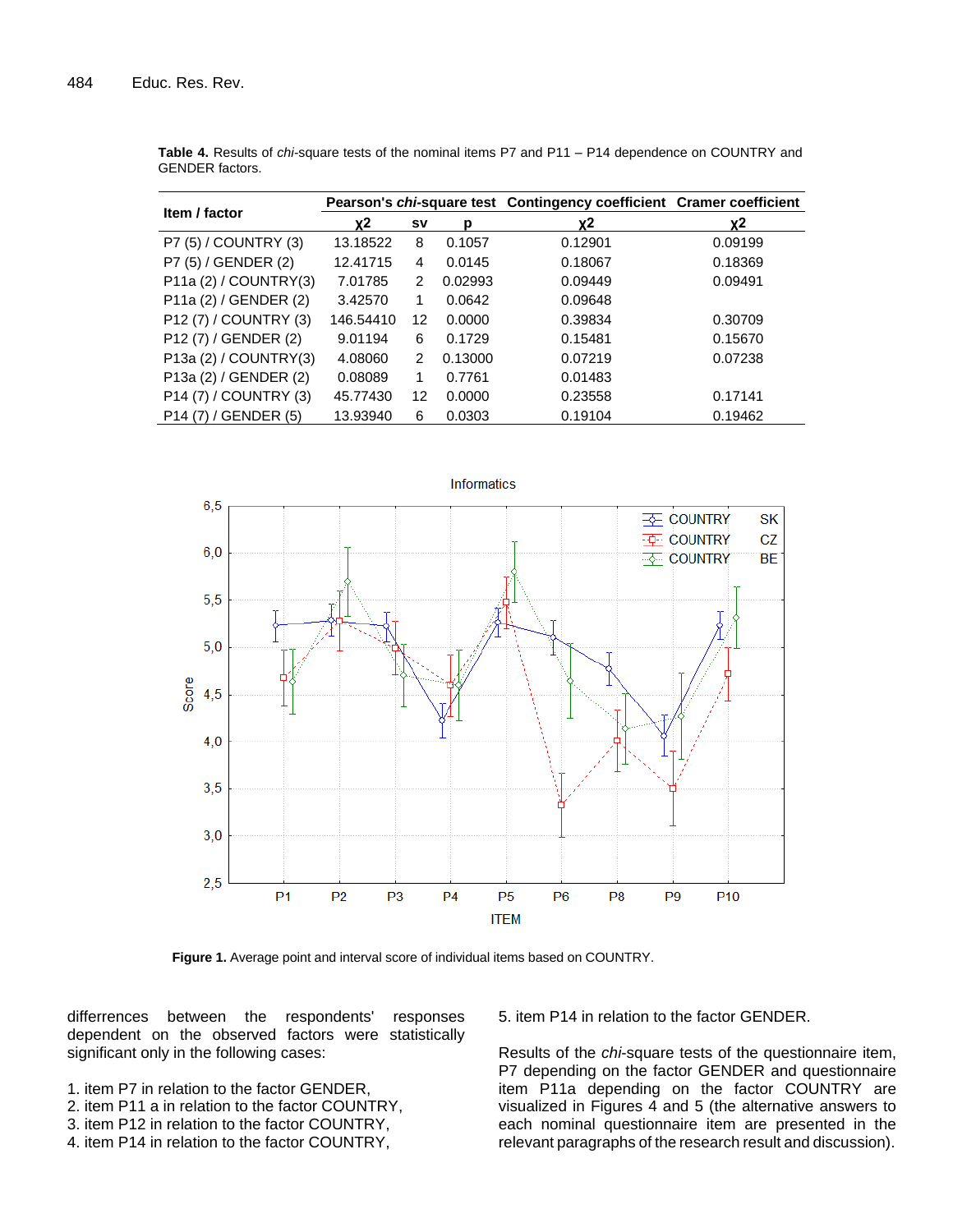**Table 4.** Results of *chi*-square tests of the nominal items P7 and P11 – P14 dependence on COUNTRY and GENDER factors.

| Item / factor | Pearson's *chi*-square test | | | Contingency coefficient | Cramer coefficient |
|---|---|---|---|---|---|
| | χ2 | sv | p | χ2 | χ2 |
| P7 (5) / COUNTRY (3) | 13.18522 | 8 | 0.1057 | 0.12901 | 0.09199 |
| P7 (5) / GENDER (2) | 12.41715 | 4 | 0.0145 | 0.18067 | 0.18369 |
| P11a (2) / COUNTRY(3) | 7.01785 | 2 | 0.02993 | 0.09449 | 0.09491 |
| P11a (2) / GENDER (2) | 3.42570 | 1 | 0.0642 | 0.09648 | |
| P12 (7) / COUNTRY (3) | 146.54410 | 12 | 0.0000 | 0.39834 | 0.30709 |
| P12 (7) / GENDER (2) | 9.01194 | 6 | 0.1729 | 0.15481 | 0.15670 |
| P13a (2) / COUNTRY(3) | 4.08060 | 2 | 0.13000 | 0.07219 | 0.07238 |
| P13a (2) / GENDER (2) | 0.08089 | 1 | 0.7761 | 0.01483 | |
| P14 (7) / COUNTRY (3) | 45.77430 | 12 | 0.0000 | 0.23558 | 0.17141 |
| P14 (7) / GENDER (5) | 13.93940 | 6 | 0.0303 | 0.19104 | 0.19462 |

**Figure 1.** Average point and interval score of individual items based on COUNTRY.

differrences between the respondents' responses dependent on the observed factors were statistically significant only in the following cases:

1. item P7 in relation to the factor GENDER,
2. item P11 a in relation to the factor COUNTRY,
3. item P12 in relation to the factor COUNTRY,
4. item P14 in relation to the factor COUNTRY,
5. item P14 in relation to the factor GENDER.

Results of the *chi*-square tests of the questionnaire item, P7 depending on the factor GENDER and questionnaire item P11a depending on the factor COUNTRY are visualized in Figures 4 and 5 (the alternative answers to each nominal questionnaire item are presented in the relevant paragraphs of the research result and discussion).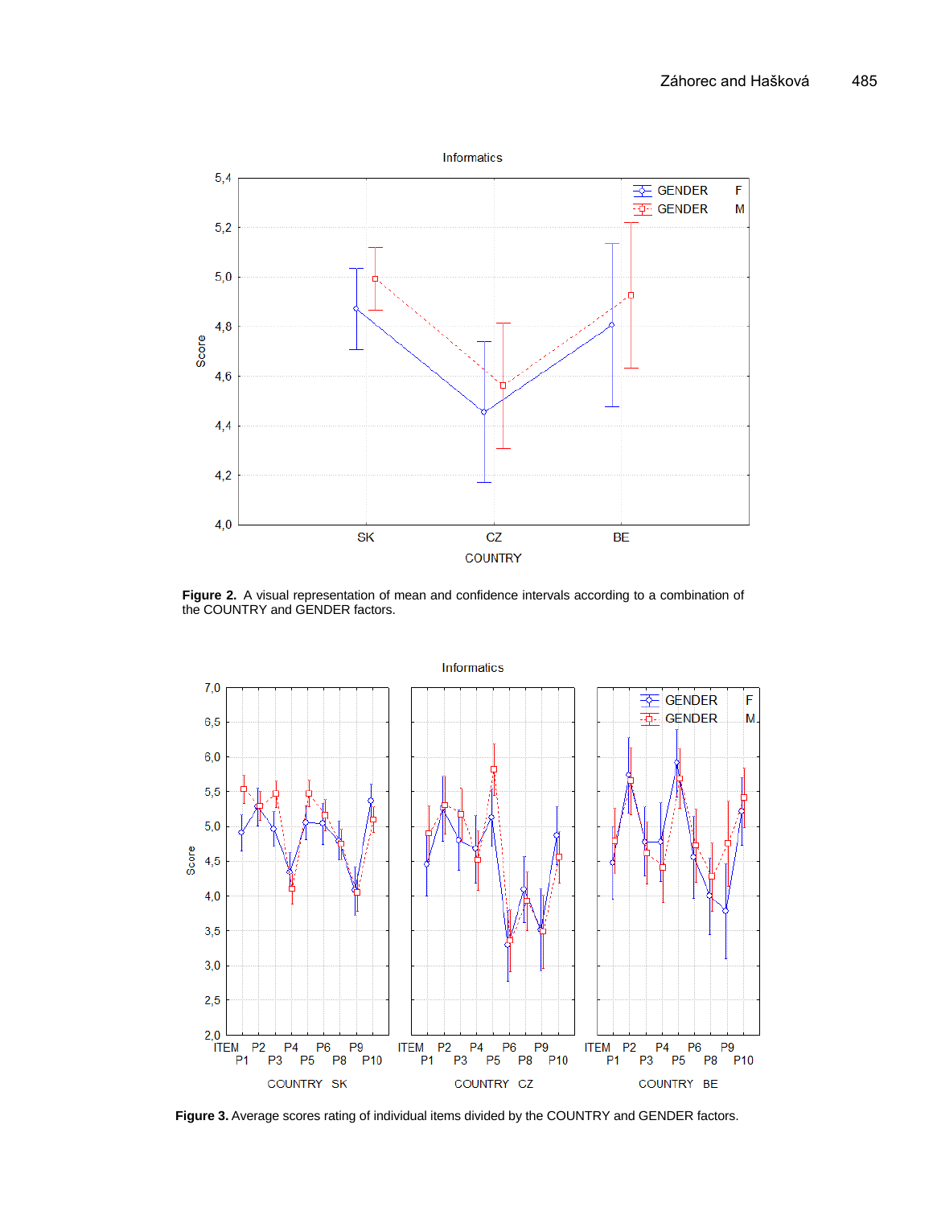**Figure 2.** A visual representation of mean and confidence intervals according to a combination of the COUNTRY and GENDER factors.

**Figure 3.** Average scores rating of individual items divided by the COUNTRY and GENDER factors.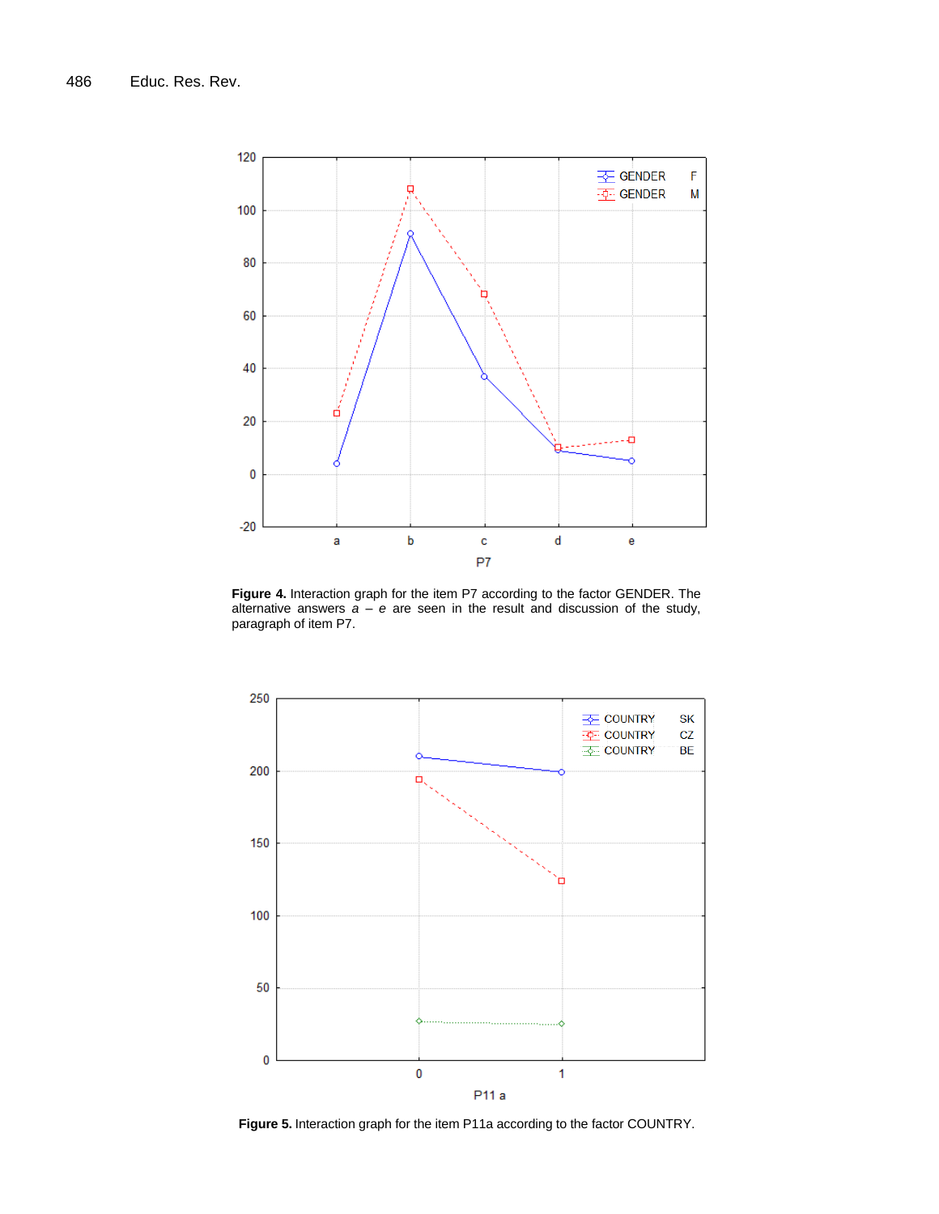**Figure 4.** Interaction graph for the item P7 according to the factor GENDER. The alternative answers *a* – *e* are seen in the result and discussion of the study, paragraph of item P7.

**Figure 5.** Interaction graph for the item P11a according to the factor COUNTRY.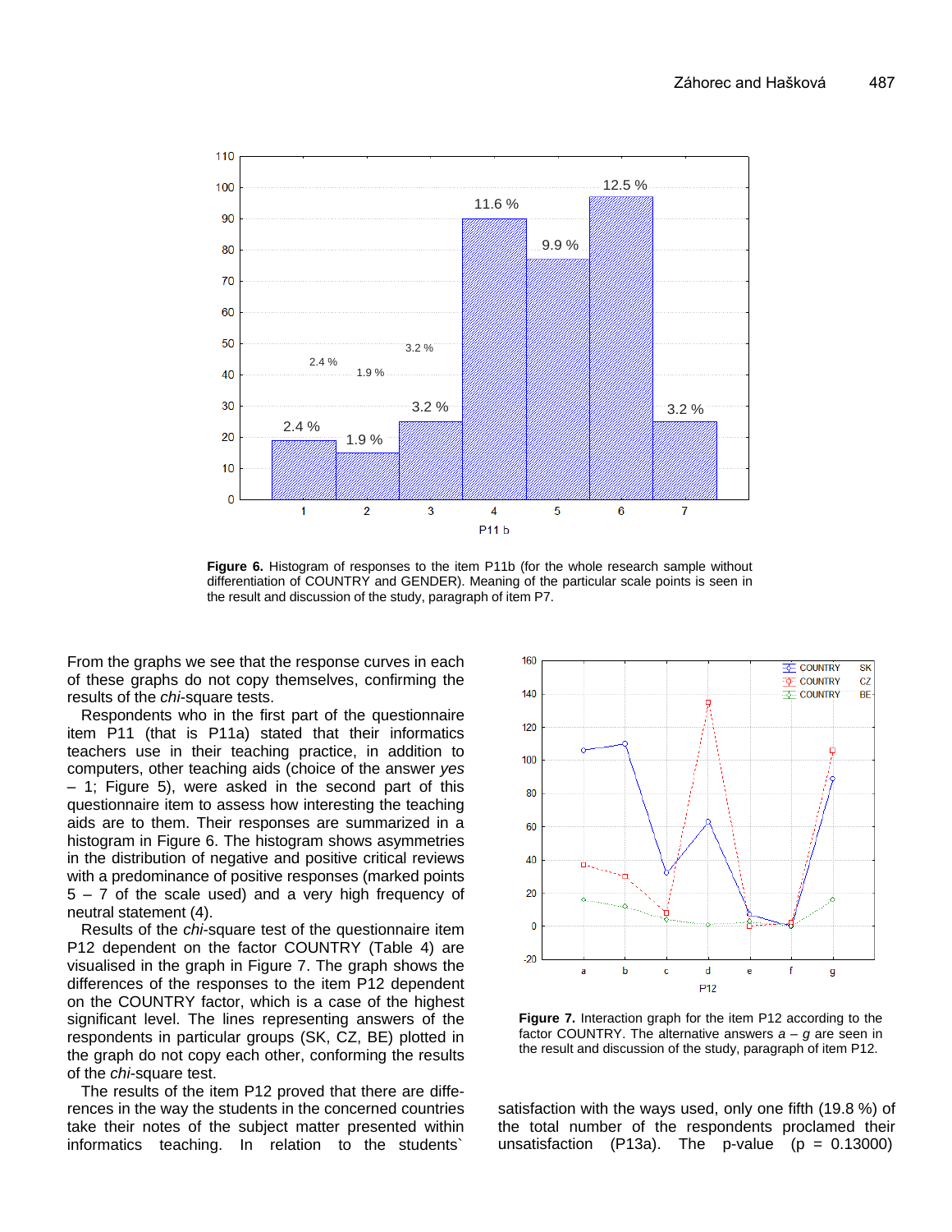**Figure 6.** Histogram of responses to the item P11b (for the whole research sample without differentiation of COUNTRY and GENDER). Meaning of the particular scale points is seen in the result and discussion of the study, paragraph of item P7.

From the graphs we see that the response curves in each of these graphs do not copy themselves, confirming the results of the *chi*-square tests.

Respondents who in the first part of the questionnaire item P11 (that is P11a) stated that their informatics teachers use in their teaching practice, in addition to computers, other teaching aids (choice of the answer *yes* – 1; Figure 5), were asked in the second part of this questionnaire item to assess how interesting the teaching aids are to them. Their responses are summarized in a histogram in Figure 6. The histogram shows asymmetries in the distribution of negative and positive critical reviews with a predominance of positive responses (marked points 5 – 7 of the scale used) and a very high frequency of neutral statement (4).

Results of the *chi*-square test of the questionnaire item P12 dependent on the factor COUNTRY (Table 4) are visualised in the graph in Figure 7. The graph shows the differences of the responses to the item P12 dependent on the COUNTRY factor, which is a case of the highest significant level. The lines representing answers of the respondents in particular groups (SK, CZ, BE) plotted in the graph do not copy each other, conforming the results of the *chi*-square test.

The results of the item P12 proved that there are differences in the way the students in the concerned countries take their notes of the subject matter presented within informatics teaching. In relation to the students` satisfaction with the ways used, only one fifth (19.8 %) of the total number of the respondents proclamed their unsatisfaction (P13a). The p-value (p = 0.13000)

**Figure 7.** Interaction graph for the item P12 according to the factor COUNTRY. The alternative answers *a* – *g* are seen in the result and discussion of the study, paragraph of item P12.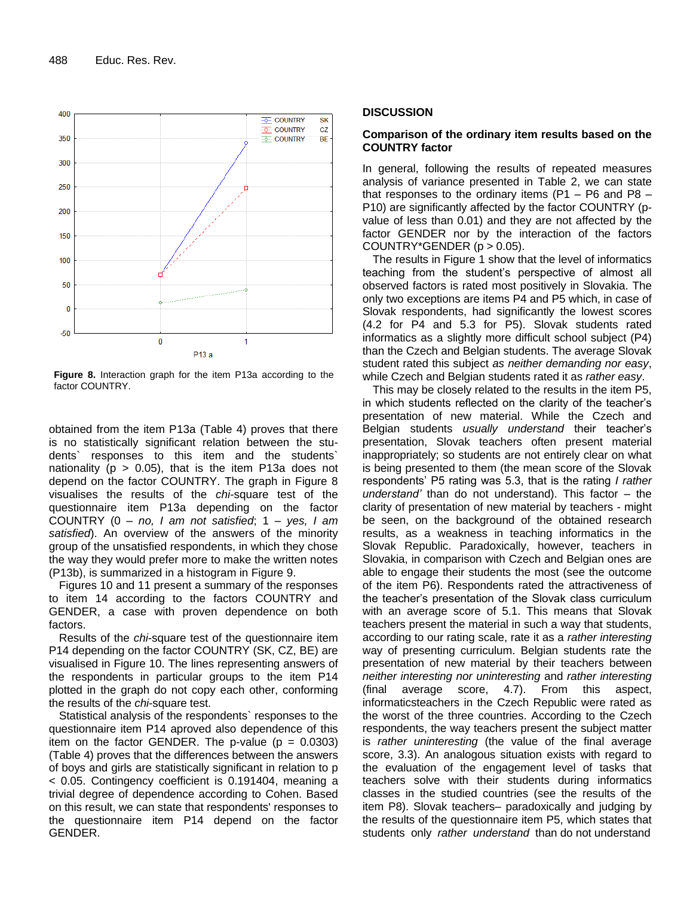**Figure 8.** Interaction graph for the item P13a according to the factor COUNTRY.

obtained from the item P13a (Table 4) proves that there is no statistically significant relation between the students` responses to this item and the students` nationality ($p > 0.05$), that is the item P13a does not depend on the factor COUNTRY. The graph in Figure 8 visualises the results of the *chi*-square test of the questionnaire item P13a depending on the factor COUNTRY (0 – *no, I am not satisfied*; 1 – *yes, I am satisfied*). An overview of the answers of the minority group of the unsatisfied respondents, in which they chose the way they would prefer more to make the written notes (P13b), is summarized in a histogram in Figure 9.

Figures 10 and 11 present a summary of the responses to item 14 according to the factors COUNTRY and GENDER, a case with proven dependence on both factors.

Results of the *chi*-square test of the questionnaire item P14 depending on the factor COUNTRY (SK, CZ, BE) are visualised in Figure 10. The lines representing answers of the respondents in particular groups to the item P14 plotted in the graph do not copy each other, conforming the results of the *chi*-square test.

Statistical analysis of the respondents` responses to the questionnaire item P14 aproved also dependence of this item on the factor GENDER. The p-value ($p = 0.0303$) (Table 4) proves that the differences between the answers of boys and girls are statistically significant in relation to $p < 0.05$. Contingency coefficient is 0.191404, meaning a trivial degree of dependence according to Cohen. Based on this result, we can state that respondents' responses to the questionnaire item P14 depend on the factor GENDER.

## DISCUSSION

### Comparison of the ordinary item results based on the COUNTRY factor

In general, following the results of repeated measures analysis of variance presented in Table 2, we can state that responses to the ordinary items (P1 – P6 and P8 – P10) are significantly affected by the factor COUNTRY (p-value of less than 0.01) and they are not affected by the factor GENDER nor by the interaction of the factors COUNTRY*GENDER ($p > 0.05$).

The results in Figure 1 show that the level of informatics teaching from the student's perspective of almost all observed factors is rated most positively in Slovakia. The only two exceptions are items P4 and P5 which, in case of Slovak respondents, had significantly the lowest scores (4.2 for P4 and 5.3 for P5). Slovak students rated informatics as a slightly more difficult school subject (P4) than the Czech and Belgian students. The average Slovak student rated this subject *as neither demanding nor easy*, while Czech and Belgian students rated it as *rather easy*.

This may be closely related to the results in the item P5, in which students reflected on the clarity of the teacher's presentation of new material. While the Czech and Belgian students *usually understand* their teacher's presentation, Slovak teachers often present material inappropriately; so students are not entirely clear on what is being presented to them (the mean score of the Slovak respondents' P5 rating was 5.3, that is the rating *I rather understand'* than do not understand). This factor – the clarity of presentation of new material by teachers - might be seen, on the background of the obtained research results, as a weakness in teaching informatics in the Slovak Republic. Paradoxically, however, teachers in Slovakia, in comparison with Czech and Belgian ones are able to engage their students the most (see the outcome of the item P6). Respondents rated the attractiveness of the teacher's presentation of the Slovak class curriculum with an average score of 5.1. This means that Slovak teachers present the material in such a way that students, according to our rating scale, rate it as a *rather interesting* way of presenting curriculum. Belgian students rate the presentation of new material by their teachers between *neither interesting nor uninteresting* and *rather interesting* (final average score, 4.7). From this aspect, informaticsteachers in the Czech Republic were rated as the worst of the three countries. According to the Czech respondents, the way teachers present the subject matter is *rather uninteresting* (the value of the final average score, 3.3). An analogous situation exists with regard to the evaluation of the engagement level of tasks that teachers solve with their students during informatics classes in the studied countries (see the results of the item P8). Slovak teachers– paradoxically and judging by the results of the questionnaire item P5, which states that students only *rather understand* than do not understand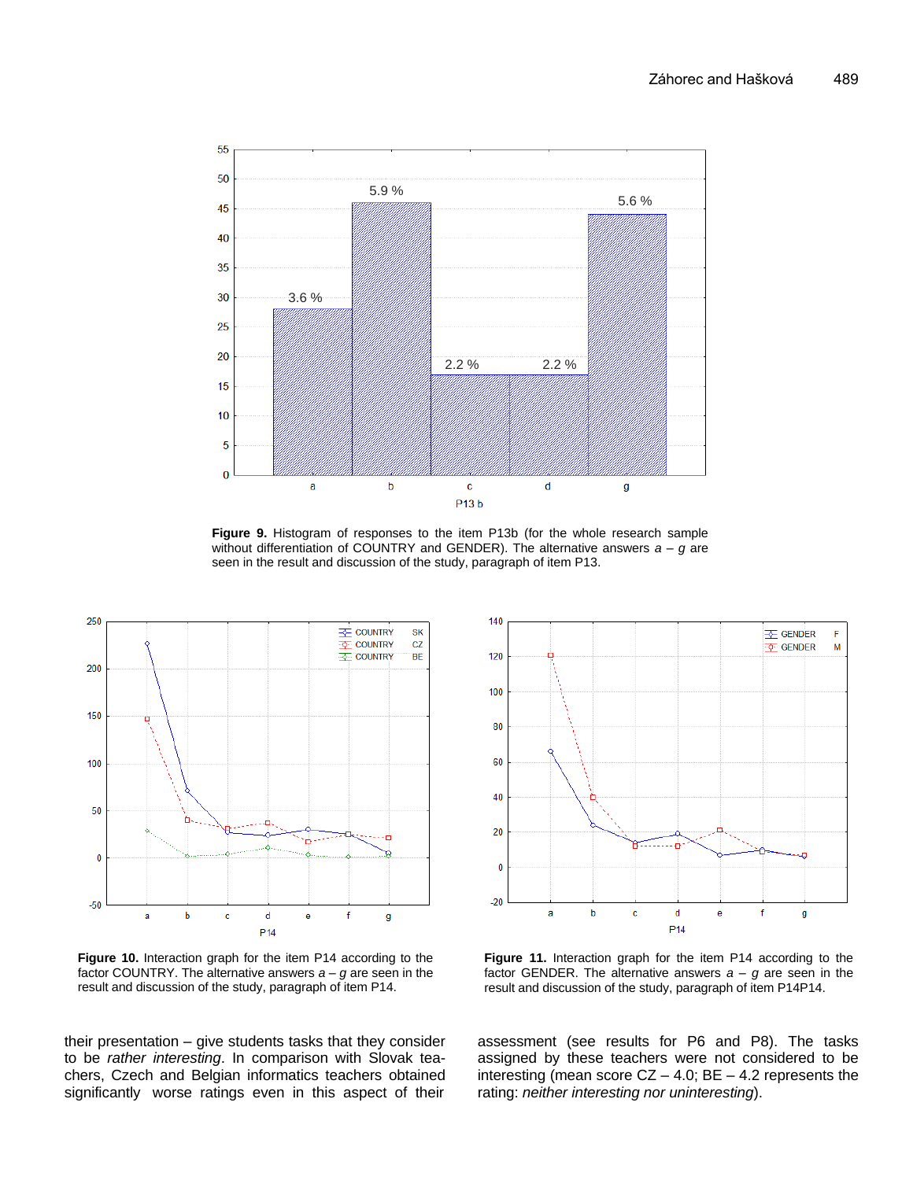**Figure 9.** Histogram of responses to the item P13b (for the whole research sample without differentiation of COUNTRY and GENDER). The alternative answers *a – g* are seen in the result and discussion of the study, paragraph of item P13.

**Figure 10.** Interaction graph for the item P14 according to the factor COUNTRY. The alternative answers *a – g* are seen in the result and discussion of the study, paragraph of item P14.

**Figure 11.** Interaction graph for the item P14 according to the factor GENDER. The alternative answers *a – g* are seen in the result and discussion of the study, paragraph of item P14P14.

their presentation – give students tasks that they consider to be *rather interesting*. In comparison with Slovak teachers, Czech and Belgian informatics teachers obtained significantly worse ratings even in this aspect of their assessment (see results for P6 and P8). The tasks assigned by these teachers were not considered to be interesting (mean score CZ – 4.0; BE – 4.2 represents the rating: *neither interesting nor uninteresting*).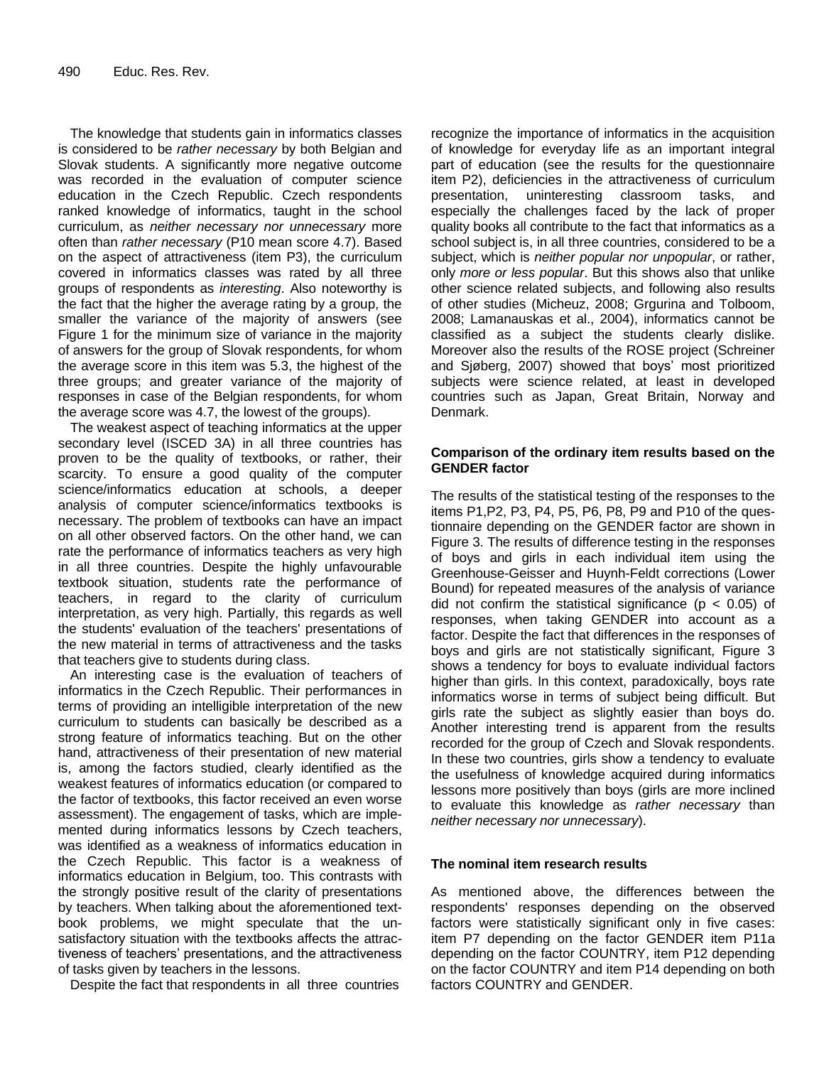The knowledge that students gain in informatics classes is considered to be *rather necessary* by both Belgian and Slovak students. A significantly more negative outcome was recorded in the evaluation of computer science education in the Czech Republic. Czech respondents ranked knowledge of informatics, taught in the school curriculum, as *neither necessary nor unnecessary* more often than *rather necessary* (P10 mean score 4.7). Based on the aspect of attractiveness (item P3), the curriculum covered in informatics classes was rated by all three groups of respondents as *interesting*. Also noteworthy is the fact that the higher the average rating by a group, the smaller the variance of the majority of answers (see Figure 1 for the minimum size of variance in the majority of answers for the group of Slovak respondents, for whom the average score in this item was 5.3, the highest of the three groups; and greater variance of the majority of responses in case of the Belgian respondents, for whom the average score was 4.7, the lowest of the groups).

The weakest aspect of teaching informatics at the upper secondary level (ISCED 3A) in all three countries has proven to be the quality of textbooks, or rather, their scarcity. To ensure a good quality of the computer science/informatics education at schools, a deeper analysis of computer science/informatics textbooks is necessary. The problem of textbooks can have an impact on all other observed factors. On the other hand, we can rate the performance of informatics teachers as very high in all three countries. Despite the highly unfavourable textbook situation, students rate the performance of teachers, in regard to the clarity of curriculum interpretation, as very high. Partially, this regards as well the students' evaluation of the teachers' presentations of the new material in terms of attractiveness and the tasks that teachers give to students during class.

An interesting case is the evaluation of teachers of informatics in the Czech Republic. Their performances in terms of providing an intelligible interpretation of the new curriculum to students can basically be described as a strong feature of informatics teaching. But on the other hand, attractiveness of their presentation of new material is, among the factors studied, clearly identified as the weakest features of informatics education (or compared to the factor of textbooks, this factor received an even worse assessment). The engagement of tasks, which are implemented during informatics lessons by Czech teachers, was identified as a weakness of informatics education in the Czech Republic. This factor is a weakness of informatics education in Belgium, too. This contrasts with the strongly positive result of the clarity of presentations by teachers. When talking about the aforementioned textbook problems, we might speculate that the unsatisfactory situation with the textbooks affects the attractiveness of teachers' presentations, and the attractiveness of tasks given by teachers in the lessons.

Despite the fact that respondents in all three countries recognize the importance of informatics in the acquisition of knowledge for everyday life as an important integral part of education (see the results for the questionnaire item P2), deficiencies in the attractiveness of curriculum presentation, uninteresting classroom tasks, and especially the challenges faced by the lack of proper quality books all contribute to the fact that informatics as a school subject is, in all three countries, considered to be a subject, which is *neither popular nor unpopular*, or rather, only *more or less popular*. But this shows also that unlike other science related subjects, and following also results of other studies (Micheuz, 2008; Grgurina and Tolboom, 2008; Lamanauskas et al., 2004), informatics cannot be classified as a subject the students clearly dislike. Moreover also the results of the ROSE project (Schreiner and Sjøberg, 2007) showed that boys' most prioritized subjects were science related, at least in developed countries such as Japan, Great Britain, Norway and Denmark.

### Comparison of the ordinary item results based on the GENDER factor

The results of the statistical testing of the responses to the items P1,P2, P3, P4, P5, P6, P8, P9 and P10 of the questionnaire depending on the GENDER factor are shown in Figure 3. The results of difference testing in the responses of boys and girls in each individual item using the Greenhouse-Geisser and Huynh-Feldt corrections (Lower Bound) for repeated measures of the analysis of variance did not confirm the statistical significance ($p < 0.05$) of responses, when taking GENDER into account as a factor. Despite the fact that differences in the responses of boys and girls are not statistically significant, Figure 3 shows a tendency for boys to evaluate individual factors higher than girls. In this context, paradoxically, boys rate informatics worse in terms of subject being difficult. But girls rate the subject as slightly easier than boys do. Another interesting trend is apparent from the results recorded for the group of Czech and Slovak respondents. In these two countries, girls show a tendency to evaluate the usefulness of knowledge acquired during informatics lessons more positively than boys (girls are more inclined to evaluate this knowledge as *rather necessary* than *neither necessary nor unnecessary*).

### The nominal item research results

As mentioned above, the differences between the respondents' responses depending on the observed factors were statistically significant only in five cases: item P7 depending on the factor GENDER item P11a depending on the factor COUNTRY, item P12 depending on the factor COUNTRY and item P14 depending on both factors COUNTRY and GENDER.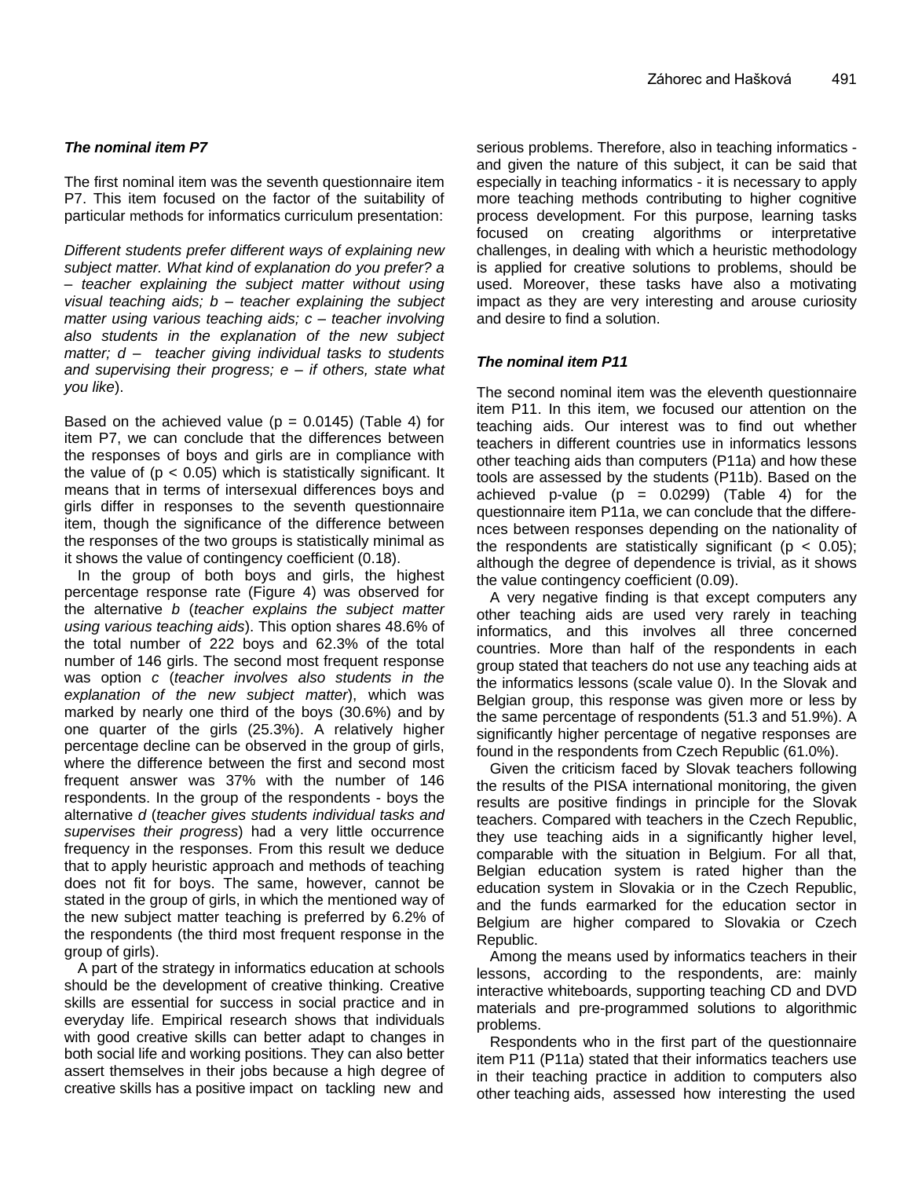### *The nominal item P7*

The first nominal item was the seventh questionnaire item P7. This item focused on the factor of the suitability of particular methods for informatics curriculum presentation:

*Different students prefer different ways of explaining new subject matter. What kind of explanation do you prefer? a – teacher explaining the subject matter without using visual teaching aids; b – teacher explaining the subject matter using various teaching aids; c – teacher involving also students in the explanation of the new subject matter; d – teacher giving individual tasks to students and supervising their progress; e – if others, state what you like*).

Based on the achieved value ($p = 0.0145$) (Table 4) for item P7, we can conclude that the differences between the responses of boys and girls are in compliance with the value of ($p < 0.05$) which is statistically significant. It means that in terms of intersexual differences boys and girls differ in responses to the seventh questionnaire item, though the significance of the difference between the responses of the two groups is statistically minimal as it shows the value of contingency coefficient (0.18).

In the group of both boys and girls, the highest percentage response rate (Figure 4) was observed for the alternative *b* (*teacher explains the subject matter using various teaching aids*). This option shares 48.6% of the total number of 222 boys and 62.3% of the total number of 146 girls. The second most frequent response was option *c* (*teacher involves also students in the explanation of the new subject matter*), which was marked by nearly one third of the boys (30.6%) and by one quarter of the girls (25.3%). A relatively higher percentage decline can be observed in the group of girls, where the difference between the first and second most frequent answer was 37% with the number of 146 respondents. In the group of the respondents - boys the alternative *d* (*teacher gives students individual tasks and supervises their progress*) had a very little occurrence frequency in the responses. From this result we deduce that to apply heuristic approach and methods of teaching does not fit for boys. The same, however, cannot be stated in the group of girls, in which the mentioned way of the new subject matter teaching is preferred by 6.2% of the respondents (the third most frequent response in the group of girls).

A part of the strategy in informatics education at schools should be the development of creative thinking. Creative skills are essential for success in social practice and in everyday life. Empirical research shows that individuals with good creative skills can better adapt to changes in both social life and working positions. They can also better assert themselves in their jobs because a high degree of creative skills has a positive impact on tackling new and serious problems. Therefore, also in teaching informatics - and given the nature of this subject, it can be said that especially in teaching informatics - it is necessary to apply more teaching methods contributing to higher cognitive process development. For this purpose, learning tasks focused on creating algorithms or interpretative challenges, in dealing with which a heuristic methodology is applied for creative solutions to problems, should be used. Moreover, these tasks have also a motivating impact as they are very interesting and arouse curiosity and desire to find a solution.

### *The nominal item P11*

The second nominal item was the eleventh questionnaire item P11. In this item, we focused our attention on the teaching aids. Our interest was to find out whether teachers in different countries use in informatics lessons other teaching aids than computers (P11a) and how these tools are assessed by the students (P11b). Based on the achieved p-value ($p = 0.0299$) (Table 4) for the questionnaire item P11a, we can conclude that the differences between responses depending on the nationality of the respondents are statistically significant ($p < 0.05$); although the degree of dependence is trivial, as it shows the value contingency coefficient (0.09).

A very negative finding is that except computers any other teaching aids are used very rarely in teaching informatics, and this involves all three concerned countries. More than half of the respondents in each group stated that teachers do not use any teaching aids at the informatics lessons (scale value 0). In the Slovak and Belgian group, this response was given more or less by the same percentage of respondents (51.3 and 51.9%). A significantly higher percentage of negative responses are found in the respondents from Czech Republic (61.0%).

Given the criticism faced by Slovak teachers following the results of the PISA international monitoring, the given results are positive findings in principle for the Slovak teachers. Compared with teachers in the Czech Republic, they use teaching aids in a significantly higher level, comparable with the situation in Belgium. For all that, Belgian education system is rated higher than the education system in Slovakia or in the Czech Republic, and the funds earmarked for the education sector in Belgium are higher compared to Slovakia or Czech Republic.

Among the means used by informatics teachers in their lessons, according to the respondents, are: mainly interactive whiteboards, supporting teaching CD and DVD materials and pre-programmed solutions to algorithmic problems.

Respondents who in the first part of the questionnaire item P11 (P11a) stated that their informatics teachers use in their teaching practice in addition to computers also other teaching aids, assessed how interesting the used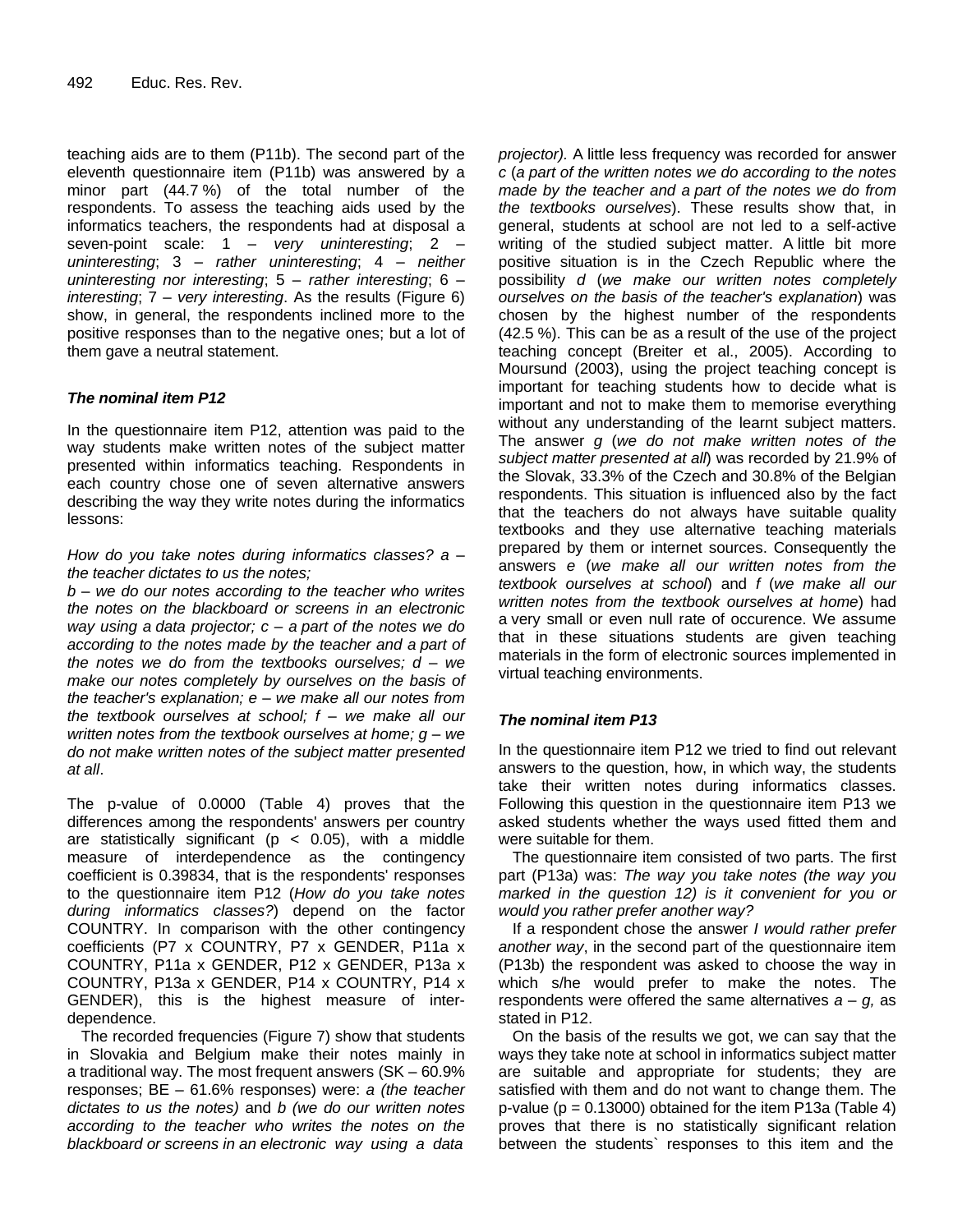teaching aids are to them (P11b). The second part of the eleventh questionnaire item (P11b) was answered by a minor part (44.7 %) of the total number of the respondents. To assess the teaching aids used by the informatics teachers, the respondents had at disposal a seven-point scale: 1 – *very uninteresting*; 2 – *uninteresting*; 3 – *rather uninteresting*; 4 – *neither uninteresting nor interesting*; 5 – *rather interesting*; 6 – *interesting*; 7 – *very interesting*. As the results (Figure 6) show, in general, the respondents inclined more to the positive responses than to the negative ones; but a lot of them gave a neutral statement.

### *The nominal item P12*

In the questionnaire item P12, attention was paid to the way students make written notes of the subject matter presented within informatics teaching. Respondents in each country chose one of seven alternative answers describing the way they write notes during the informatics lessons:

*How do you take notes during informatics classes? a – the teacher dictates to us the notes;*
*b – we do our notes according to the teacher who writes the notes on the blackboard or screens in an electronic way using a data projector; c – a part of the notes we do according to the notes made by the teacher and a part of the notes we do from the textbooks ourselves; d – we make our notes completely by ourselves on the basis of the teacher's explanation; e – we make all our notes from the textbook ourselves at school; f – we make all our written notes from the textbook ourselves at home; g – we do not make written notes of the subject matter presented at all*.

The p-value of 0.0000 (Table 4) proves that the differences among the respondents' answers per country are statistically significant ($p < 0.05$), with a middle measure of interdependence as the contingency coefficient is 0.39834, that is the respondents' responses to the questionnaire item P12 (*How do you take notes during informatics classes?*) depend on the factor COUNTRY. In comparison with the other contingency coefficients (P7 x COUNTRY, P7 x GENDER, P11a x COUNTRY, P11a x GENDER, P12 x GENDER, P13a x COUNTRY, P13a x GENDER, P14 x COUNTRY, P14 x GENDER), this is the highest measure of inter-dependence.

The recorded frequencies (Figure 7) show that students in Slovakia and Belgium make their notes mainly in a traditional way. The most frequent answers (SK – 60.9% responses; BE – 61.6% responses) were: *a (the teacher dictates to us the notes)* and *b (we do our written notes according to the teacher who writes the notes on the blackboard or screens in an electronic way using a data projector).* A little less frequency was recorded for answer *c* (*a part of the written notes we do according to the notes made by the teacher and a part of the notes we do from the textbooks ourselves*). These results show that, in general, students at school are not led to a self-active writing of the studied subject matter. A little bit more positive situation is in the Czech Republic where the possibility *d* (*we make our written notes completely ourselves on the basis of the teacher's explanation*) was chosen by the highest number of the respondents (42.5 %). This can be as a result of the use of the project teaching concept (Breiter et al., 2005). According to Moursund (2003), using the project teaching concept is important for teaching students how to decide what is important and not to make them to memorise everything without any understanding of the learnt subject matters. The answer *g* (*we do not make written notes of the subject matter presented at all*) was recorded by 21.9% of the Slovak, 33.3% of the Czech and 30.8% of the Belgian respondents. This situation is influenced also by the fact that the teachers do not always have suitable quality textbooks and they use alternative teaching materials prepared by them or internet sources. Consequently the answers *e* (*we make all our written notes from the textbook ourselves at school*) and *f* (*we make all our written notes from the textbook ourselves at home*) had a very small or even null rate of occurence. We assume that in these situations students are given teaching materials in the form of electronic sources implemented in virtual teaching environments.

### *The nominal item P13*

In the questionnaire item P12 we tried to find out relevant answers to the question, how, in which way, the students take their written notes during informatics classes. Following this question in the questionnaire item P13 we asked students whether the ways used fitted them and were suitable for them.

The questionnaire item consisted of two parts. The first part (P13a) was: *The way you take notes (the way you marked in the question 12) is it convenient for you or would you rather prefer another way?*

If a respondent chose the answer *I would rather prefer another way*, in the second part of the questionnaire item (P13b) the respondent was asked to choose the way in which s/he would prefer to make the notes. The respondents were offered the same alternatives *a – g,* as stated in P12.

On the basis of the results we got, we can say that the ways they take note at school in informatics subject matter are suitable and appropriate for students; they are satisfied with them and do not want to change them. The p-value ($p = 0.13000$) obtained for the item P13a (Table 4) proves that there is no statistically significant relation between the students` responses to this item and the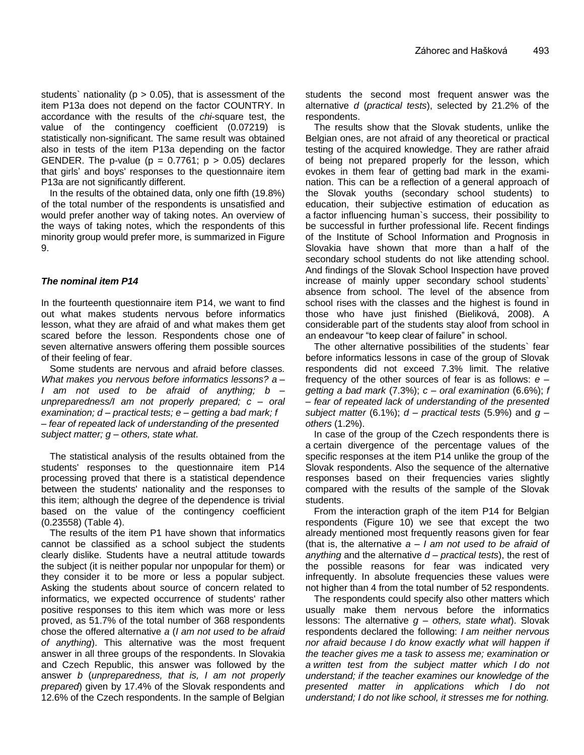students` nationality ($p > 0.05$), that is assessment of the item P13a does not depend on the factor COUNTRY. In accordance with the results of the *chi*-square test, the value of the contingency coefficient (0.07219) is statistically non-significant. The same result was obtained also in tests of the item P13a depending on the factor GENDER. The p-value ($p = 0.7761$; $p > 0.05$) declares that girls' and boys' responses to the questionnaire item P13a are not significantly different.

In the results of the obtained data, only one fifth (19.8%) of the total number of the respondents is unsatisfied and would prefer another way of taking notes. An overview of the ways of taking notes, which the respondents of this minority group would prefer more, is summarized in Figure 9.

### *The nominal item P14*

In the fourteenth questionnaire item P14, we want to find out what makes students nervous before informatics lesson, what they are afraid of and what makes them get scared before the lesson. Respondents chose one of seven alternative answers offering them possible sources of their feeling of fear.

Some students are nervous and afraid before classes. *What makes you nervous before informatics lessons? a – I am not used to be afraid of anything; b – unpreparedness/I am not properly prepared; c – oral examination; d – practical tests; e – getting a bad mark; f – fear of repeated lack of understanding of the presented subject matter; g – others, state what*.

The statistical analysis of the results obtained from the students' responses to the questionnaire item P14 processing proved that there is a statistical dependence between the students' nationality and the responses to this item; although the degree of the dependence is trivial based on the value of the contingency coefficient (0.23558) (Table 4).

The results of the item P1 have shown that informatics cannot be classified as a school subject the students clearly dislike. Students have a neutral attitude towards the subject (it is neither popular nor unpopular for them) or they consider it to be more or less a popular subject. Asking the students about source of concern related to informatics, we expected occurrence of students' rather positive responses to this item which was more or less proved, as 51.7% of the total number of 368 respondents chose the offered alternative *a* (*I am not used to be afraid of anything*). This alternative was the most frequent answer in all three groups of the respondents. In Slovakia and Czech Republic, this answer was followed by the answer *b* (*unpreparedness, that is, I am not properly prepared*) given by 17.4% of the Slovak respondents and 12.6% of the Czech respondents. In the sample of Belgian students the second most frequent answer was the alternative *d* (*practical tests*), selected by 21.2% of the respondents.

The results show that the Slovak students, unlike the Belgian ones, are not afraid of any theoretical or practical testing of the acquired knowledge. They are rather afraid of being not prepared properly for the lesson, which evokes in them fear of getting bad mark in the examination. This can be a reflection of a general approach of the Slovak youths (secondary school students) to education, their subjective estimation of education as a factor influencing human`s success, their possibility to be successful in further professional life. Recent findings of the Institute of School Information and Prognosis in Slovakia have shown that more than a half of the secondary school students do not like attending school. And findings of the Slovak School Inspection have proved increase of mainly upper secondary school students` absence from school. The level of the absence from school rises with the classes and the highest is found in those who have just finished (Bieliková, 2008). A considerable part of the students stay aloof from school in an endeavour "to keep clear of failure" in school.

The other alternative possibilities of the students` fear before informatics lessons in case of the group of Slovak respondents did not exceed 7.3% limit. The relative frequency of the other sources of fear is as follows: *e – getting a bad mark* (7.3%); *c – oral examination* (6.6%); *f – fear of repeated lack of understanding of the presented subject matter* (6.1%); *d – practical tests* (5.9%) and *g – others* (1.2%).

In case of the group of the Czech respondents there is a certain divergence of the percentage values of the specific responses at the item P14 unlike the group of the Slovak respondents. Also the sequence of the alternative responses based on their frequencies varies slightly compared with the results of the sample of the Slovak students.

From the interaction graph of the item P14 for Belgian respondents (Figure 10) we see that except the two already mentioned most frequently reasons given for fear (that is, the alternative *a – I am not used to be afraid of anything* and the alternative *d – practical tests*), the rest of the possible reasons for fear was indicated very infrequently. In absolute frequencies these values were not higher than 4 from the total number of 52 respondents.

The respondents could specify also other matters which usually make them nervous before the informatics lessons: The alternative *g – others, state what*). Slovak respondents declared the following: *I am neither nervous nor afraid because I do know exactly what will happen if the teacher gives me a task to assess me; examination or a written test from the subject matter which I do not understand; if the teacher examines our knowledge of the presented matter in applications which I do not understand; I do not like school, it stresses me for nothing.*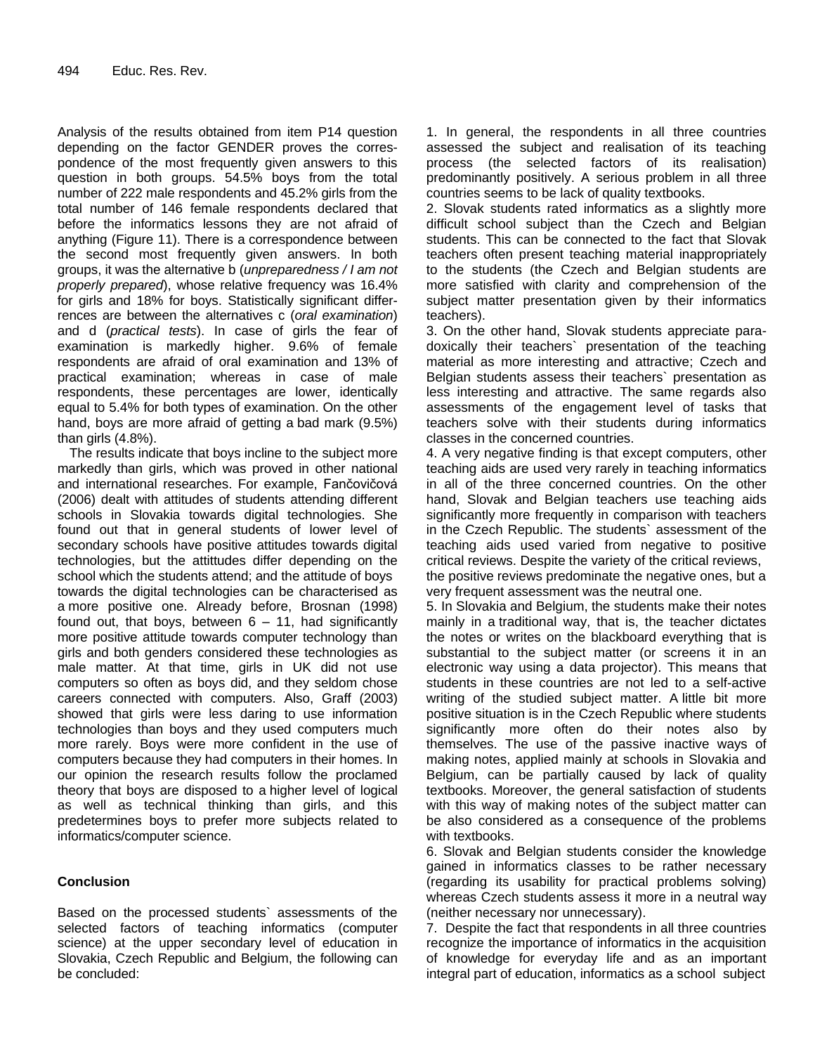Analysis of the results obtained from item P14 question depending on the factor GENDER proves the correspondence of the most frequently given answers to this question in both groups. 54.5% boys from the total number of 222 male respondents and 45.2% girls from the total number of 146 female respondents declared that before the informatics lessons they are not afraid of anything (Figure 11). There is a correspondence between the second most frequently given answers. In both groups, it was the alternative b (*unpreparedness / I am not properly prepared*), whose relative frequency was 16.4% for girls and 18% for boys. Statistically significant differences are between the alternatives c (*oral examination*) and d (*practical tests*). In case of girls the fear of examination is markedly higher. 9.6% of female respondents are afraid of oral examination and 13% of practical examination; whereas in case of male respondents, these percentages are lower, identically equal to 5.4% for both types of examination. On the other hand, boys are more afraid of getting a bad mark (9.5%) than girls (4.8%).

The results indicate that boys incline to the subject more markedly than girls, which was proved in other national and international researches. For example, Fančovičová (2006) dealt with attitudes of students attending different schools in Slovakia towards digital technologies. She found out that in general students of lower level of secondary schools have positive attitudes towards digital technologies, but the attittudes differ depending on the school which the students attend; and the attitude of boys towards the digital technologies can be characterised as a more positive one. Already before, Brosnan (1998) found out, that boys, between 6 – 11, had significantly more positive attitude towards computer technology than girls and both genders considered these technologies as male matter. At that time, girls in UK did not use computers so often as boys did, and they seldom chose careers connected with computers. Also, Graff (2003) showed that girls were less daring to use information technologies than boys and they used computers much more rarely. Boys were more confident in the use of computers because they had computers in their homes. In our opinion the research results follow the proclamed theory that boys are disposed to a higher level of logical as well as technical thinking than girls, and this predetermines boys to prefer more subjects related to informatics/computer science.

## Conclusion

Based on the processed students` assessments of the selected factors of teaching informatics (computer science) at the upper secondary level of education in Slovakia, Czech Republic and Belgium, the following can be concluded:

1. In general, the respondents in all three countries assessed the subject and realisation of its teaching process (the selected factors of its realisation) predominantly positively. A serious problem in all three countries seems to be lack of quality textbooks.
2. Slovak students rated informatics as a slightly more difficult school subject than the Czech and Belgian students. This can be connected to the fact that Slovak teachers often present teaching material inappropriately to the students (the Czech and Belgian students are more satisfied with clarity and comprehension of the subject matter presentation given by their informatics teachers).
3. On the other hand, Slovak students appreciate paradoxically their teachers` presentation of the teaching material as more interesting and attractive; Czech and Belgian students assess their teachers` presentation as less interesting and attractive. The same regards also assessments of the engagement level of tasks that teachers solve with their students during informatics classes in the concerned countries.
4. A very negative finding is that except computers, other teaching aids are used very rarely in teaching informatics in all of the three concerned countries. On the other hand, Slovak and Belgian teachers use teaching aids significantly more frequently in comparison with teachers in the Czech Republic. The students` assessment of the teaching aids used varied from negative to positive critical reviews. Despite the variety of the critical reviews, the positive reviews predominate the negative ones, but a very frequent assessment was the neutral one.
5. In Slovakia and Belgium, the students make their notes mainly in a traditional way, that is, the teacher dictates the notes or writes on the blackboard everything that is substantial to the subject matter (or screens it in an electronic way using a data projector). This means that students in these countries are not led to a self-active writing of the studied subject matter. A little bit more positive situation is in the Czech Republic where students significantly more often do their notes also by themselves. The use of the passive inactive ways of making notes, applied mainly at schools in Slovakia and Belgium, can be partially caused by lack of quality textbooks. Moreover, the general satisfaction of students with this way of making notes of the subject matter can be also considered as a consequence of the problems with textbooks.
6. Slovak and Belgian students consider the knowledge gained in informatics classes to be rather necessary (regarding its usability for practical problems solving) whereas Czech students assess it more in a neutral way (neither necessary nor unnecessary).
7. Despite the fact that respondents in all three countries recognize the importance of informatics in the acquisition of knowledge for everyday life and as an important integral part of education, informatics as a school subject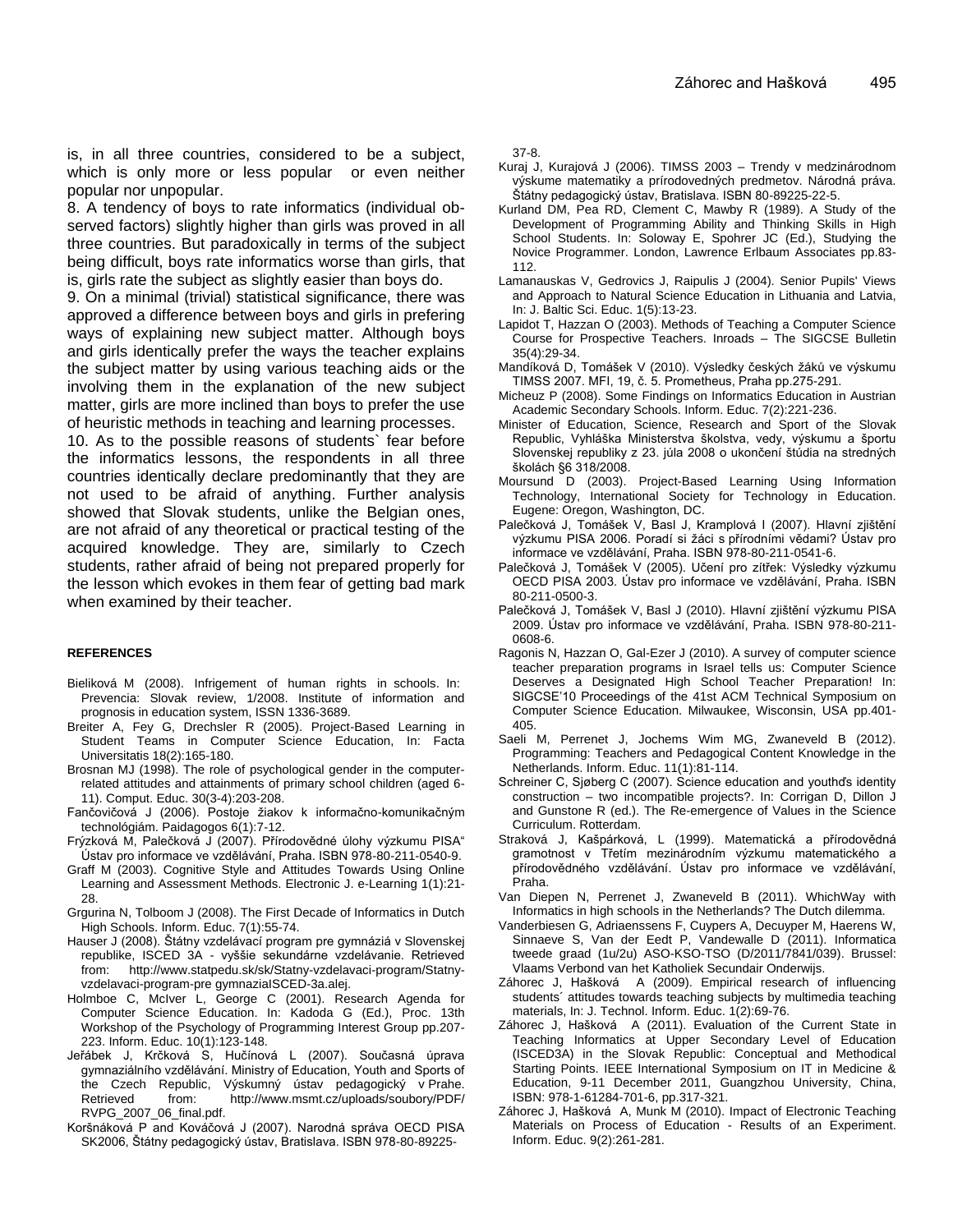is, in all three countries, considered to be a subject, which is only more or less popular or even neither popular nor unpopular.

8. A tendency of boys to rate informatics (individual observed factors) slightly higher than girls was proved in all three countries. But paradoxically in terms of the subject being difficult, boys rate informatics worse than girls, that is, girls rate the subject as slightly easier than boys do.

9. On a minimal (trivial) statistical significance, there was approved a difference between boys and girls in prefering ways of explaining new subject matter. Although boys and girls identically prefer the ways the teacher explains the subject matter by using various teaching aids or the involving them in the explanation of the new subject matter, girls are more inclined than boys to prefer the use of heuristic methods in teaching and learning processes.

10. As to the possible reasons of students` fear before the informatics lessons, the respondents in all three countries identically declare predominantly that they are not used to be afraid of anything. Further analysis showed that Slovak students, unlike the Belgian ones, are not afraid of any theoretical or practical testing of the acquired knowledge. They are, similarly to Czech students, rather afraid of being not prepared properly for the lesson which evokes in them fear of getting bad mark when examined by their teacher.

## REFERENCES

Bieliková M (2008). Infrigement of human rights in schools. In: Prevencia: Slovak review, 1/2008. Institute of information and prognosis in education system, ISSN 1336-3689.

Breiter A, Fey G, Drechsler R (2005). Project-Based Learning in Student Teams in Computer Science Education, In: Facta Universitatis 18(2):165-180.

Brosnan MJ (1998). The role of psychological gender in the computer-related attitudes and attainments of primary school children (aged 6-11). Comput. Educ. 30(3-4):203-208.

Fančovičová J (2006). Postoje žiakov k informačno-komunikačným technológiám. Paidagogos 6(1):7-12.

Frýzková M, Palečková J (2007). Přírodovědné úlohy výzkumu PISA" Ústav pro informace ve vzdělávání, Praha. ISBN 978-80-211-0540-9.

Graff M (2003). Cognitive Style and Attitudes Towards Using Online Learning and Assessment Methods. Electronic J. e-Learning 1(1):21-28.

Grgurina N, Tolboom J (2008). The First Decade of Informatics in Dutch High Schools. Inform. Educ. 7(1):55-74.

Hauser J (2008). Štátny vzdelávací program pre gymnáziá v Slovenskej republike, ISCED 3A - vyššie sekundárne vzdelávanie. Retrieved from: http://www.statpedu.sk/sk/Statny-vzdelavaci-program/Statny-vzdelavaci-program-pre gymnaziaISCED-3a.alej.

Holmboe C, McIver L, George C (2001). Research Agenda for Computer Science Education. In: Kadoda G (Ed.), Proc. 13th Workshop of the Psychology of Programming Interest Group pp.207-223. Inform. Educ. 10(1):123-148.

Jeřábek J, Krčková S, Hučínová L (2007). Současná úprava gymnaziálního vzdělávání. Ministry of Education, Youth and Sports of the Czech Republic, Výskumný ústav pedagogický v Prahe. Retrieved from: http://www.msmt.cz/uploads/soubory/PDF/RVPG_2007_06_final.pdf.

Koršňáková P and Kováčová J (2007). Narodná správa OECD PISA SK2006, Štátny pedagogický ústav, Bratislava. ISBN 978-80-89225-37-8.

Kuraj J, Kurajová J (2006). TIMSS 2003 – Trendy v medzinárodnom výskume matematiky a prírodovedných predmetov. Národná práva. Štátny pedagogický ústav, Bratislava. ISBN 80-89225-22-5.

Kurland DM, Pea RD, Clement C, Mawby R (1989). A Study of the Development of Programming Ability and Thinking Skills in High School Students. In: Soloway E, Spohrer JC (Ed.), Studying the Novice Programmer. London, Lawrence Erlbaum Associates pp.83-112.

Lamanauskas V, Gedrovics J, Raipulis J (2004). Senior Pupils' Views and Approach to Natural Science Education in Lithuania and Latvia, In: J. Baltic Sci. Educ. 1(5):13-23.

Lapidot T, Hazzan O (2003). Methods of Teaching a Computer Science Course for Prospective Teachers. Inroads – The SIGCSE Bulletin 35(4):29-34.

Mandíková D, Tomášek V (2010). Výsledky českých žáků ve výskumu TIMSS 2007. MFI, 19, č. 5. Prometheus, Praha pp.275-291.

Micheuz P (2008). Some Findings on Informatics Education in Austrian Academic Secondary Schools. Inform. Educ. 7(2):221-236.

Minister of Education, Science, Research and Sport of the Slovak Republic, Vyhláška Ministerstva školstva, vedy, výskumu a športu Slovenskej republiky z 23. júla 2008 o ukončení štúdia na stredných školách §6 318/2008.

Moursund D (2003). Project-Based Learning Using Information Technology, International Society for Technology in Education. Eugene: Oregon, Washington, DC.

Palečková J, Tomášek V, Basl J, Kramplová I (2007). Hlavní zjištění výzkumu PISA 2006. Poradí si žáci s přírodními vědami? Ústav pro informace ve vzdělávání, Praha. ISBN 978-80-211-0541-6.

Palečková J, Tomášek V (2005). Učení pro zítřek: Výsledky výzkumu OECD PISA 2003. Ústav pro informace ve vzdělávání, Praha. ISBN 80-211-0500-3.

Palečková J, Tomášek V, Basl J (2010). Hlavní zjištění výzkumu PISA 2009. Ústav pro informace ve vzdělávání, Praha. ISBN 978-80-211-0608-6.

Ragonis N, Hazzan O, Gal-Ezer J (2010). A survey of computer science teacher preparation programs in Israel tells us: Computer Science Deserves a Designated High School Teacher Preparation! In: SIGCSE'10 Proceedings of the 41st ACM Technical Symposium on Computer Science Education. Milwaukee, Wisconsin, USA pp.401-405.

Saeli M, Perrenet J, Jochems Wim MG, Zwaneveld B (2012). Programming: Teachers and Pedagogical Content Knowledge in the Netherlands. Inform. Educ. 11(1):81-114.

Schreiner C, Sjøberg C (2007). Science education and youthďs identity construction – two incompatible projects?. In: Corrigan D, Dillon J and Gunstone R (ed.). The Re-emergence of Values in the Science Curriculum. Rotterdam.

Straková J, Kašpárková, L (1999). Matematická a přírodovědná gramotnost v Třetím mezinárodním výzkumu matematického a přírodovědného vzdělávání. Ústav pro informace ve vzdělávání, Praha.

Van Diepen N, Perrenet J, Zwaneveld B (2011). WhichWay with Informatics in high schools in the Netherlands? The Dutch dilemma.

Vanderbiesen G, Adriaenssens F, Cuypers A, Decuyper M, Haerens W, Sinnaeve S, Van der Eedt P, Vandewalle D (2011). Informatica tweede graad (1u/2u) ASO-KSO-TSO (D/2011/7841/039). Brussel: Vlaams Verbond van het Katholiek Secundair Onderwijs.

Záhorec J, Hašková A (2009). Empirical research of influencing students´ attitudes towards teaching subjects by multimedia teaching materials, In: J. Technol. Inform. Educ. 1(2):69-76.

Záhorec J, Hašková A (2011). Evaluation of the Current State in Teaching Informatics at Upper Secondary Level of Education (ISCED3A) in the Slovak Republic: Conceptual and Methodical Starting Points. IEEE International Symposium on IT in Medicine & Education, 9-11 December 2011, Guangzhou University, China, ISBN: 978-1-61284-701-6, pp.317-321.

Záhorec J, Hašková A, Munk M (2010). Impact of Electronic Teaching Materials on Process of Education - Results of an Experiment. Inform. Educ. 9(2):261-281.